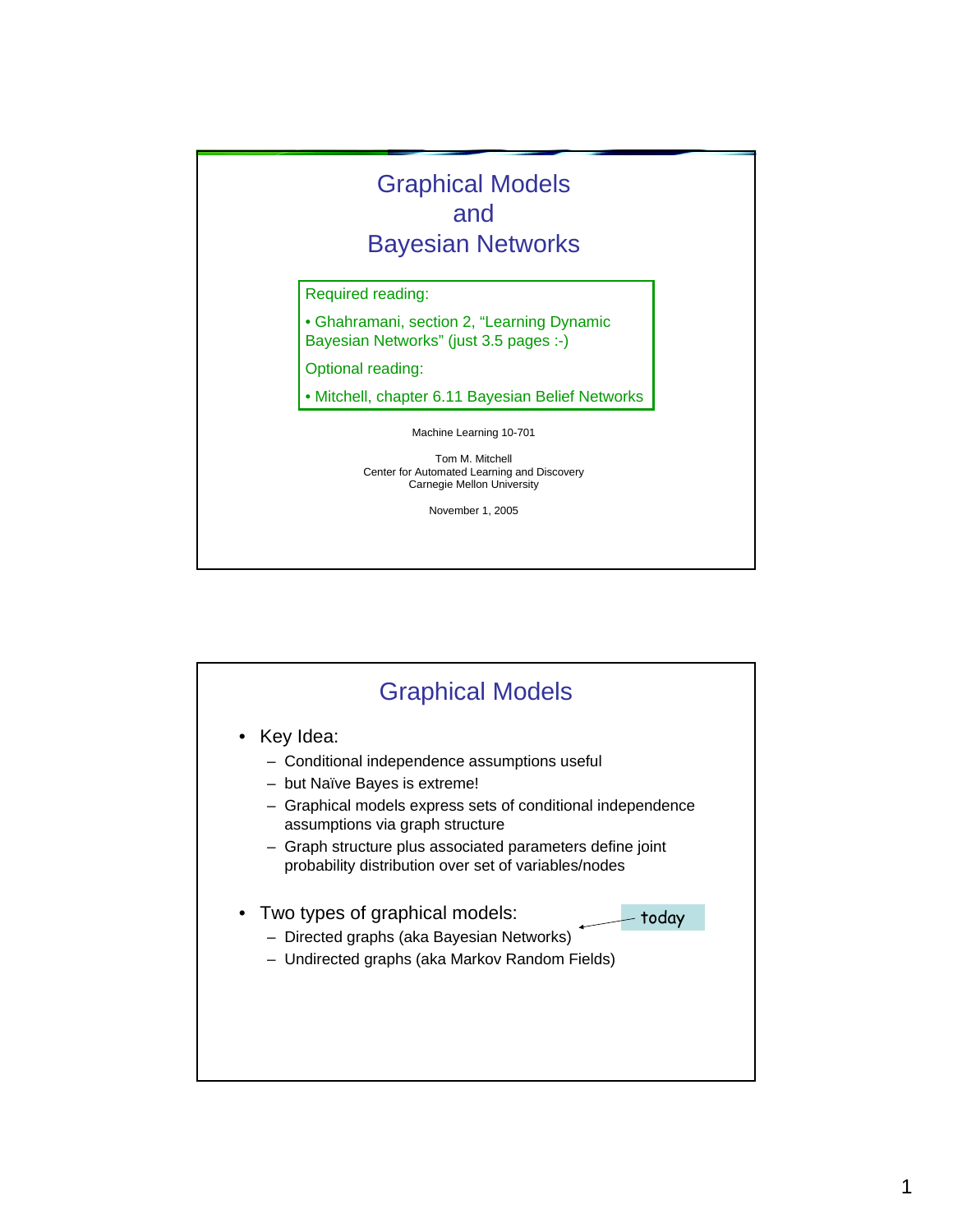# Graphical Models and Bayesian Networks

Required reading:

- Ghahramani, section 2, "Learning Dynamic Bayesian Networks" (just 3.5 pages :-)

Optional reading:

- Mitchell, chapter 6.11 Bayesian Belief Networks

Machine Learning 10-701

Tom M. Mitchell
Center for Automated Learning and Discovery
Carnegie Mellon University

November 1, 2005

## Graphical Models

- Key Idea:
  - Conditional independence assumptions useful
  - but Naïve Bayes is extreme!
  - Graphical models express sets of conditional independence assumptions via graph structure
  - Graph structure plus associated parameters define joint probability distribution over set of variables/nodes

- Two types of graphical models:
  - Directed graphs (aka Bayesian Networks) ← today
  - Undirected graphs (aka Markov Random Fields)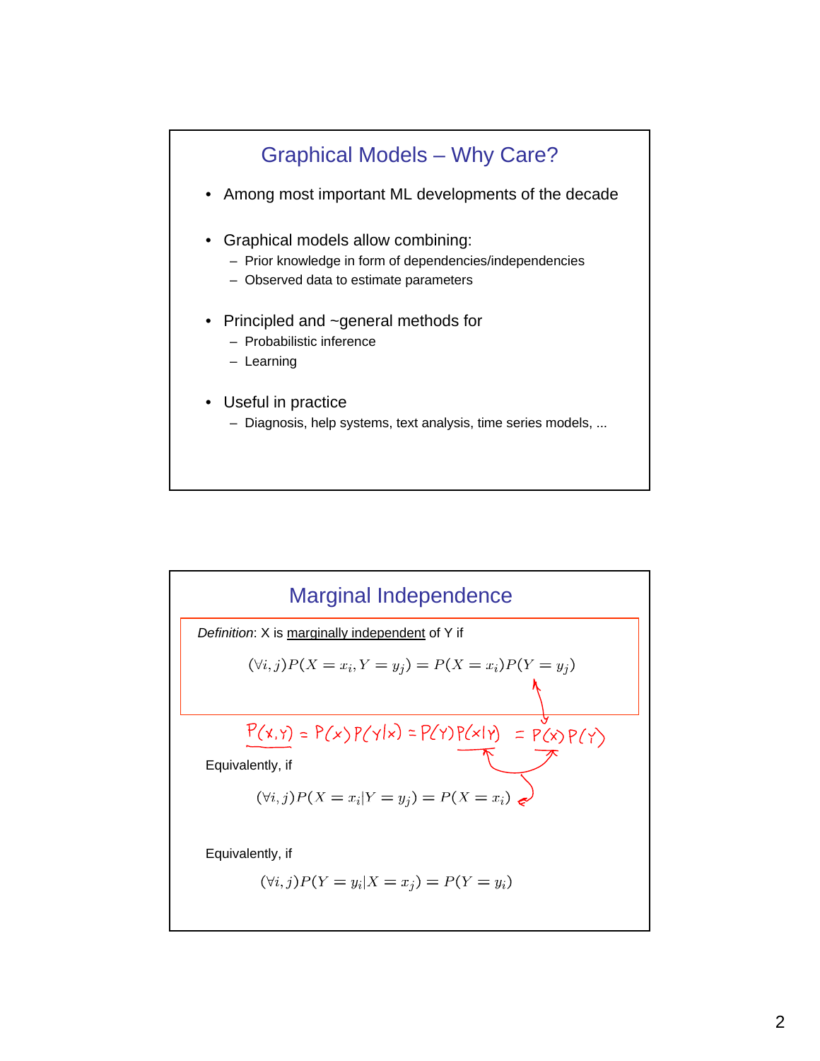## Graphical Models – Why Care?

- Among most important ML developments of the decade
- Graphical models allow combining:
  - Prior knowledge in form of dependencies/independencies
  - Observed data to estimate parameters
- Principled and ~general methods for
  - Probabilistic inference
  - Learning
- Useful in practice
  - Diagnosis, help systems, text analysis, time series models, ...

## Marginal Independence

*Definition*: X is marginally independent of Y if

$$(\forall i, j) P(X = x_i, Y = y_j) = P(X = x_i) P(Y = y_j)$$

$P(x,y) = P(x)P(y|x) = P(y)P(x|y) = P(x)P(y)$

Equivalently, if

$$(\forall i, j) P(X = x_i | Y = y_j) = P(X = x_i)$$

Equivalently, if

$$(\forall i, j) P(Y = y_i | X = x_j) = P(Y = y_i)$$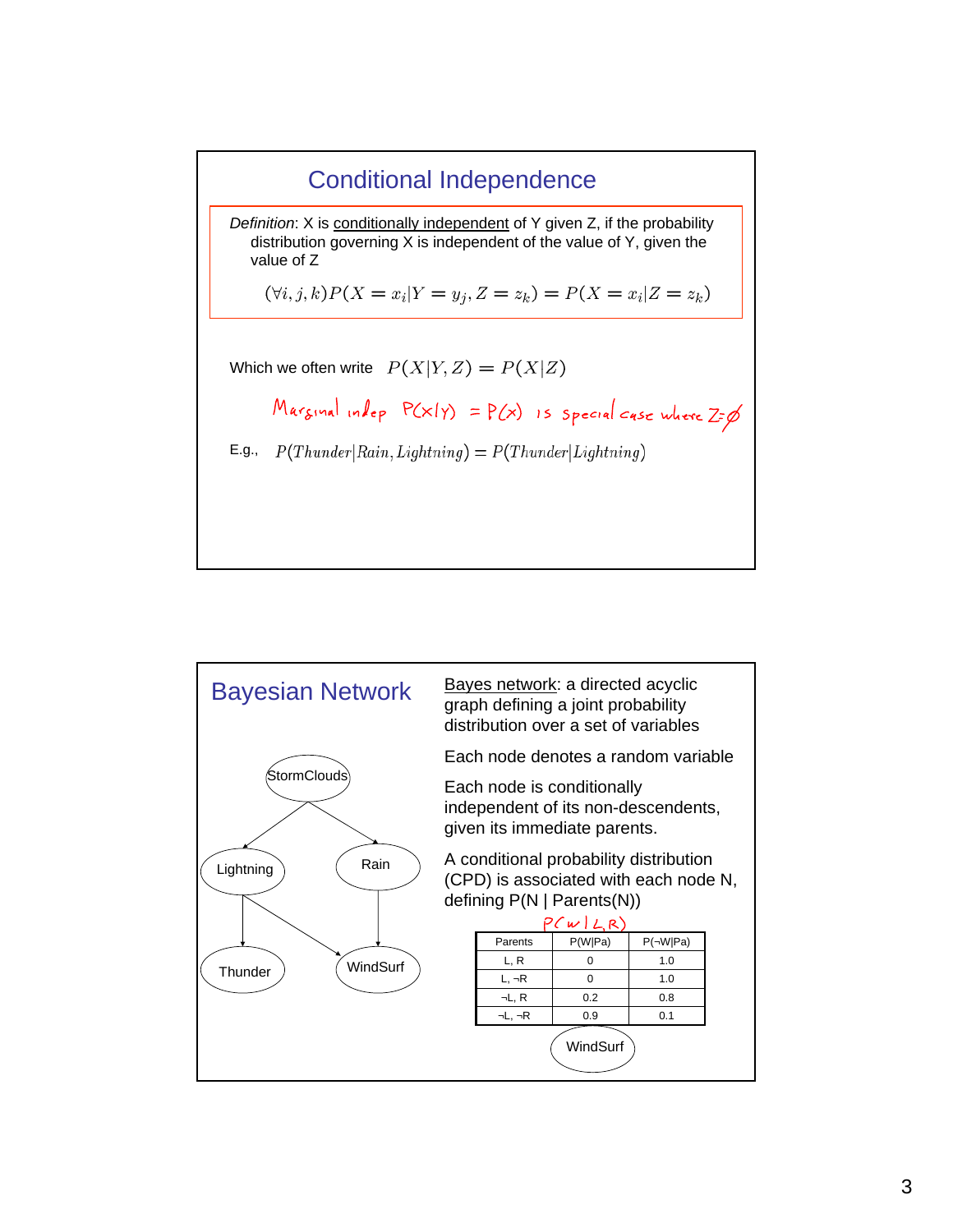# Conditional Independence

*Definition*: X is conditionally independent of Y given Z, if the probability distribution governing X is independent of the value of Y, given the value of Z

$$(\forall i, j, k) P(X = x_i | Y = y_j, Z = z_k) = P(X = x_i | Z = z_k)$$

Which we often write $P(X|Y,Z) = P(X|Z)$

Marginal indep $P(X|Y) = P(X)$ is special case where $Z = \emptyset$

E.g., $P(Thunder|Rain, Lightning) = P(Thunder|Lightning)$

# Bayesian Network

StormClouds → Lightning, StormClouds → Rain, Lightning → Thunder, Lightning → WindSurf, Rain → WindSurf

Bayes network: a directed acyclic graph defining a joint probability distribution over a set of variables

Each node denotes a random variable

Each node is conditionally independent of its non-descendents, given its immediate parents.

A conditional probability distribution (CPD) is associated with each node N, defining P(N | Parents(N))

$P(W|L,R)$

| Parents | P(W\|Pa) | P(¬W\|Pa) |
|---|---|---|
| L, R | 0 | 1.0 |
| L, ¬R | 0 | 1.0 |
| ¬L, R | 0.2 | 0.8 |
| ¬L, ¬R | 0.9 | 0.1 |

WindSurf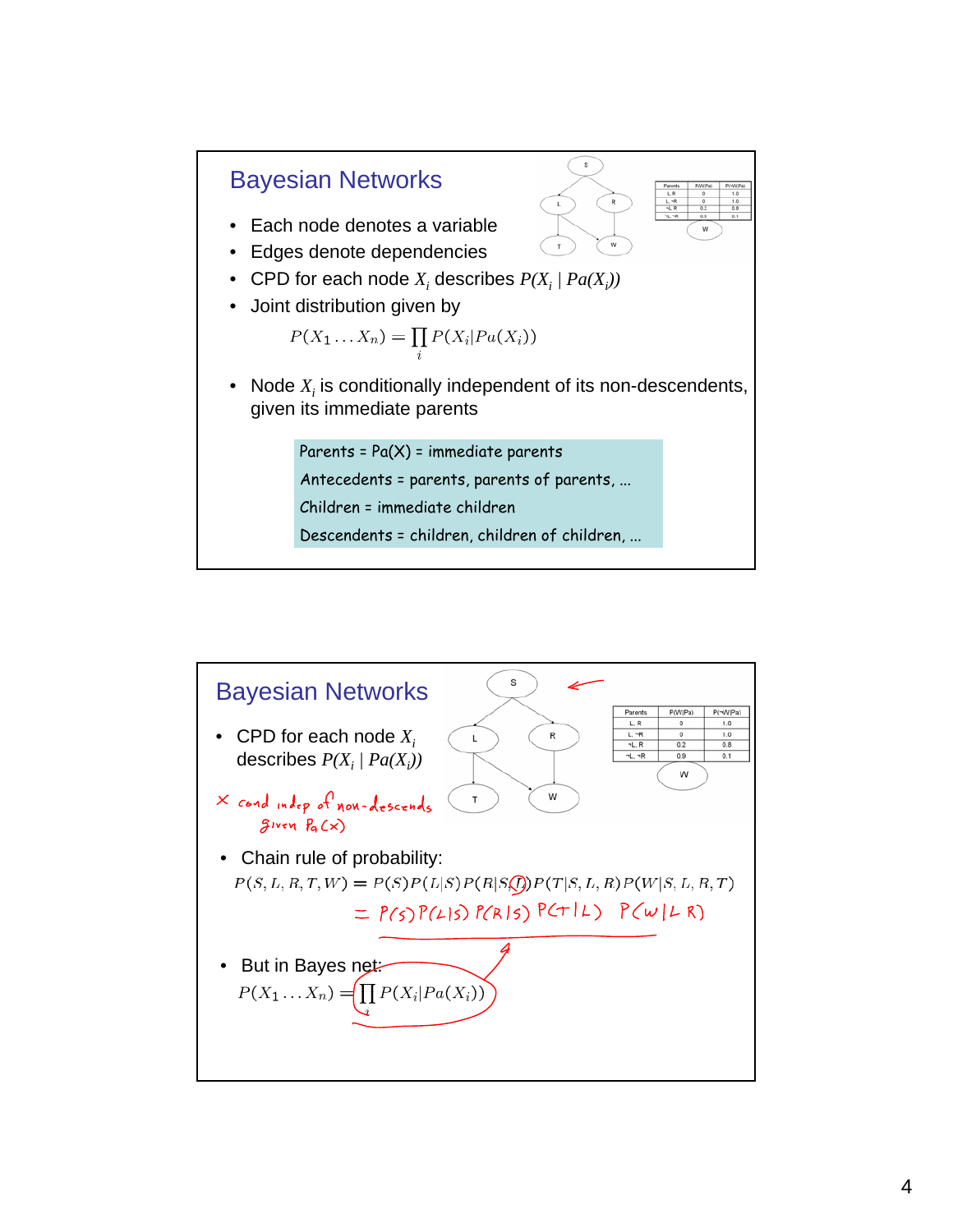## Bayesian Networks

| Parents | P(W\|Pa) | P(¬W\|Pa) |
|---|---|---|
| L, R | 0 | 1.0 |
| L, ¬R | 0 | 1.0 |
| ¬L, R | 0.2 | 0.8 |
| ¬L, ¬R | 0.9 | 0.1 |

- Each node denotes a variable
- Edges denote dependencies
- CPD for each node $X_i$ describes $P(X_i \mid Pa(X_i))$
- Joint distribution given by

$$P(X_1 \ldots X_n) = \prod_i P(X_i | Pa(X_i))$$

- Node $X_i$ is conditionally independent of its non-descendents, given its immediate parents

> Parents = Pa(X) = immediate parents
>
> Antecedents = parents, parents of parents, ...
>
> Children = immediate children
>
> Descendents = children, children of children, ...

## Bayesian Networks

| Parents | P(W\|Pa) | P(¬W\|Pa) |
|---|---|---|
| L, R | 0 | 1.0 |
| L, ¬R | 0 | 1.0 |
| ¬L, R | 0.2 | 0.8 |
| ¬L, ¬R | 0.9 | 0.1 |

- CPD for each node $X_i$ describes $P(X_i \mid Pa(X_i))$

× cond indep of non-descends given Pa(x)

- Chain rule of probability:

$$P(S, L, R, T, W) = P(S)P(L|S)P(R|S, L)P(T|S, L, R)P(W|S, L, R, T)$$

$$= P(S)P(L|S)P(R|S)P(T|L)P(W|L,R)$$

- But in Bayes net:

$$P(X_1 \ldots X_n) = \prod_i P(X_i | Pa(X_i))$$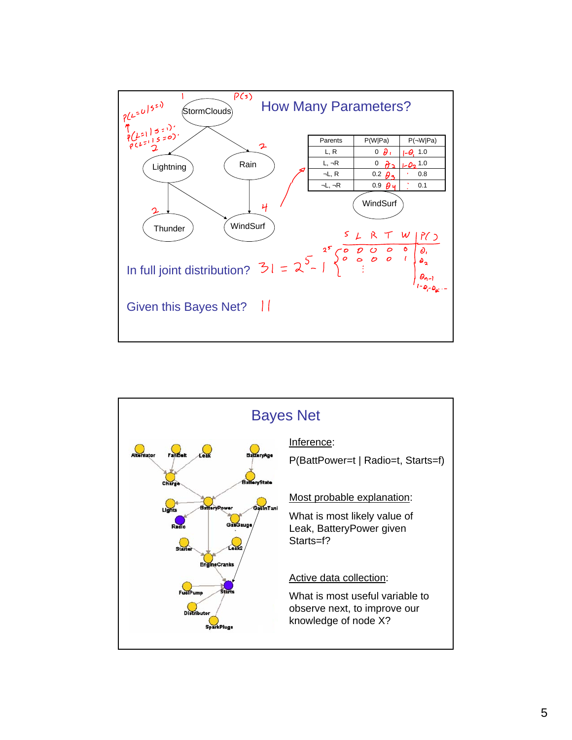## How Many Parameters?

StormClouds → Lightning, Rain; Lightning → Thunder, WindSurf; Rain → WindSurf

| Parents | P(W\|Pa) | P(¬W\|Pa) |
|---|---|---|
| L, R | 0 $\theta_1$ | $1-\theta_1$ 1.0 |
| L, ¬R | 0 $\theta_2$ | $1-\theta_2$ 1.0 |
| ¬L, R | 0.2 $\theta_3$ | 0.8 |
| ¬L, ¬R | 0.9 $\theta_4$ | 0.1 |

WindSurf

In full joint distribution? $31 = 2^5 - 1$

| S | L | R | T | W | P( ) |
|---|---|---|---|---|---|
| 0 | 0 | 0 | 0 | 0 | $\theta_1$ |
| 0 | 0 | 0 | 0 | 1 | $\theta_2$ |
| ⋮ | | | | | $\theta_{n-1}$ |
| | | | | | $1-\theta_1-\theta_2 \ldots$ |

Given this Bayes Net? 11

## Bayes Net

Alternator, FanBelt, Leak, BatteryAge, Charge, BatteryState, Lights, BatteryPower, GasInTank, Radio, GasGauge, Starter, Leak2, EngineCranks, FuelPump, Starts, Distributor, SparkPlugs

Inference:

P(BattPower=t | Radio=t, Starts=f)

Most probable explanation:

What is most likely value of Leak, BatteryPower given Starts=f?

Active data collection:

What is most useful variable to observe next, to improve our knowledge of node X?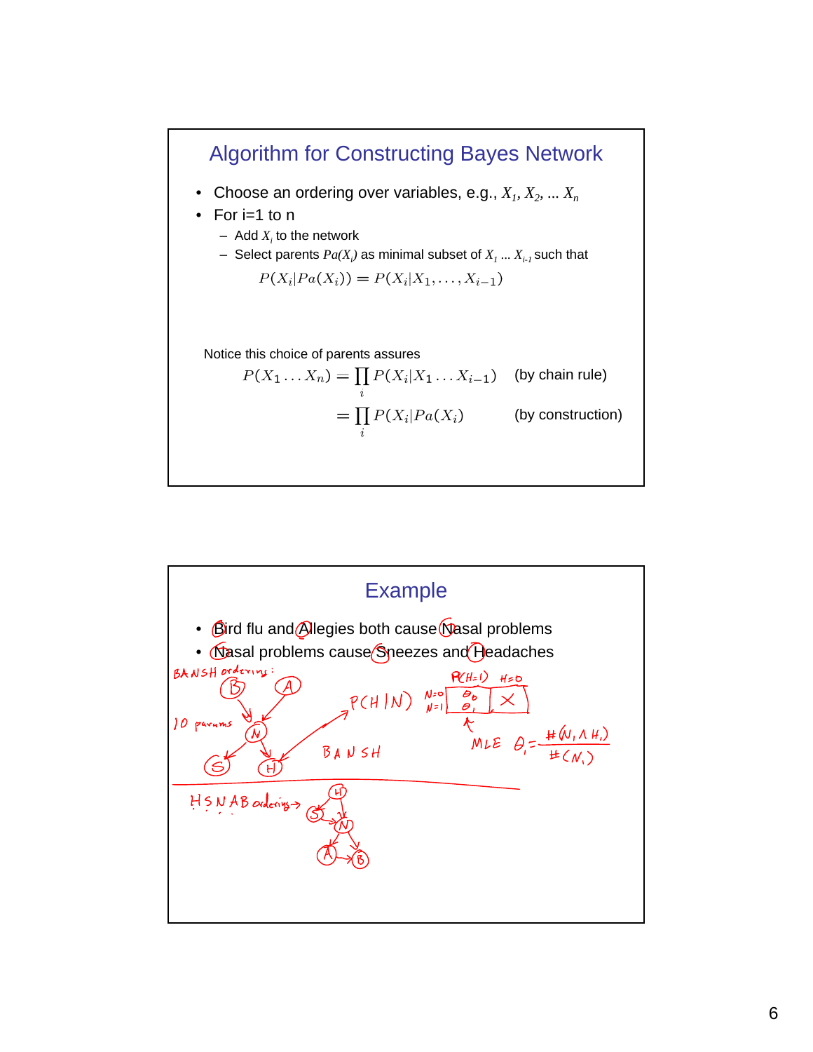## Algorithm for Constructing Bayes Network

- Choose an ordering over variables, e.g., $X_1, X_2, \ldots X_n$
- For i=1 to n
  - Add $X_i$ to the network
  - Select parents $Pa(X_i)$ as minimal subset of $X_1 \ldots X_{i-1}$ such that

$$P(X_i|Pa(X_i)) = P(X_i|X_1, \ldots, X_{i-1})$$

Notice this choice of parents assures

$$P(X_1 \ldots X_n) = \prod_i P(X_i|X_1 \ldots X_{i-1}) \quad \text{(by chain rule)}$$

$$= \prod_i P(X_i|Pa(X_i)) \quad \text{(by construction)}$$

## Example

- Bird flu and Allegies both cause Nasal problems
- Nasal problems cause Sneezes and Headaches

BANSH ordering:

10 params

$P(H|N)$

|  | $P(H=1)$ | $H=0$ |
|---|---|---|
| $N=0$ | $\theta_0$ | × |
| $N=1$ | $\theta_1$ | |

MLE $\theta_1 = \frac{\#(N_1 \wedge H_1)}{\#(N_1)}$

BANSH

HSNAB ordering →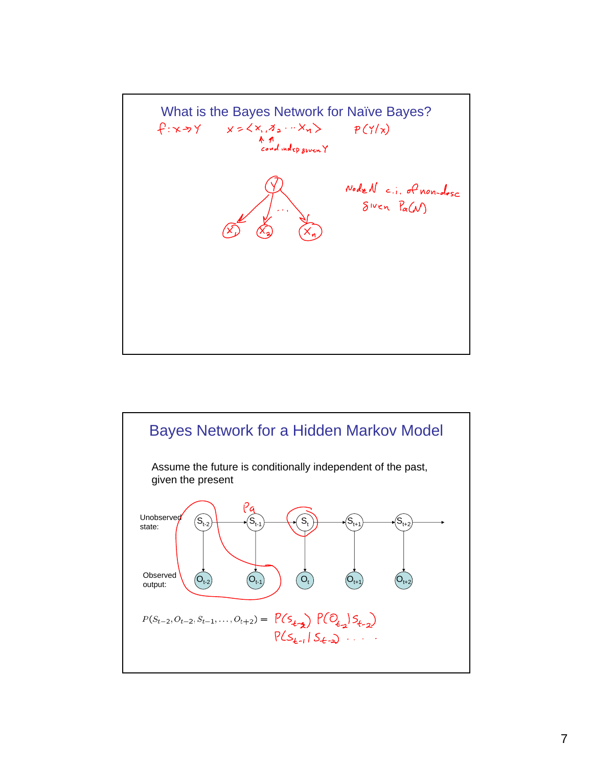## What is the Bayes Network for Naïve Bayes?

$f: X \rightarrow Y$  $X = \langle X_1, X_2 \cdots X_n \rangle$  $P(Y|X)$

cond indep given Y

Node N c.i. of non-desc given Pa(N)

## Bayes Network for a Hidden Markov Model

Assume the future is conditionally independent of the past, given the present

Unobserved state: $S_{t-2}$, $S_{t-1}$, $S_t$, $S_{t+1}$, $S_{t+2}$

Observed output: $O_{t-2}$, $O_{t-1}$, $O_t$, $O_{t+1}$, $O_{t+2}$

$$P(S_{t-2}, O_{t-2}, S_{t-1}, \ldots, O_{t+2}) = P(S_{t-2}) \, P(O_{t-2} | S_{t-2}) \, P(S_{t-1} | S_{t-2}) \cdots$$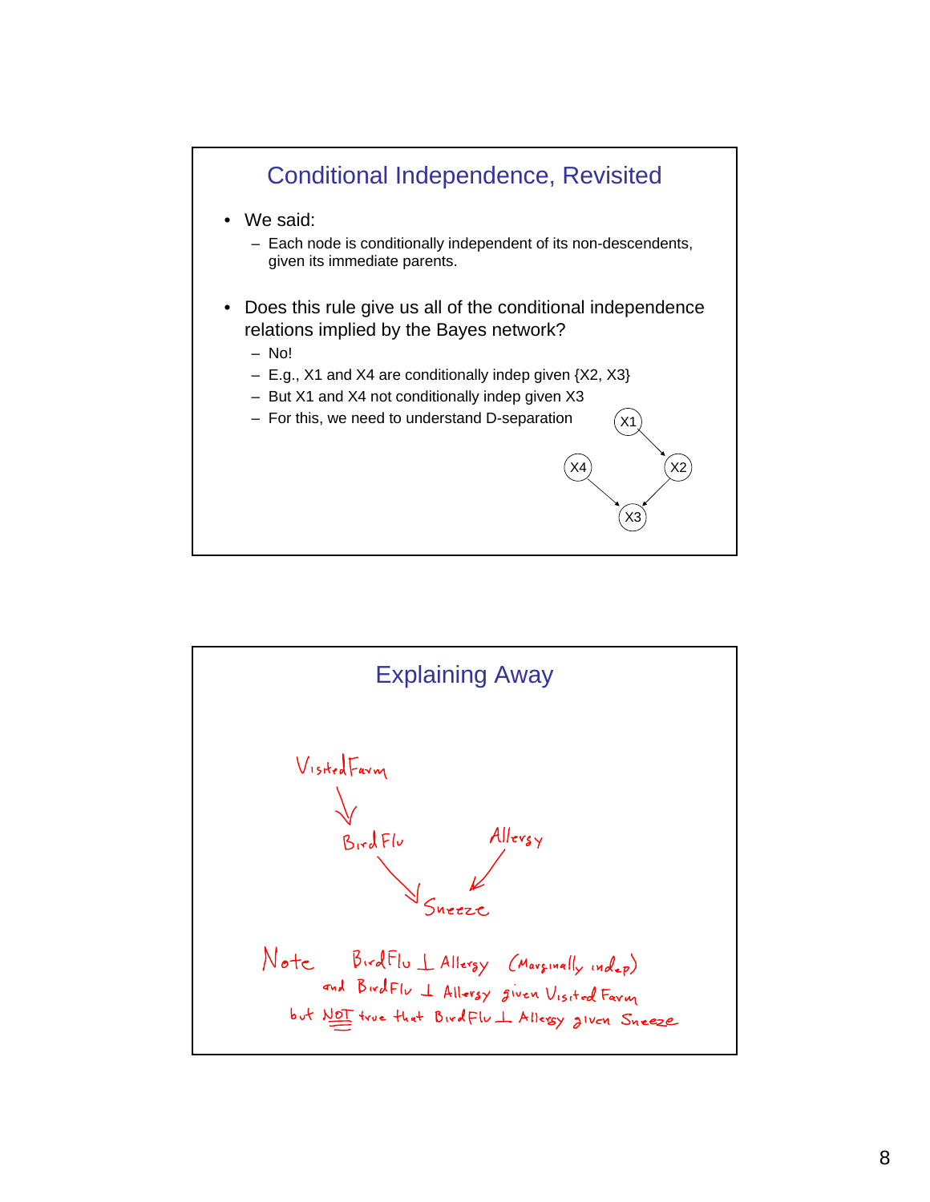## Conditional Independence, Revisited

- We said:
  - Each node is conditionally independent of its non-descendents, given its immediate parents.
- Does this rule give us all of the conditional independence relations implied by the Bayes network?
  - No!
  - E.g., X1 and X4 are conditionally indep given {X2, X3}
  - But X1 and X4 not conditionally indep given X3
  - For this, we need to understand D-separation

X1 → X2, X2 → X3, X4 → X3

## Explaining Away

VisitedFarm → BirdFlu, BirdFlu → Sneeze, Allergy → Sneeze

Note BirdFlu $\perp$ Allergy (Marginally indep)
and BirdFlu $\perp$ Allergy given VisitedFarm
but NOT true that BirdFlu $\perp$ Allergy given Sneeze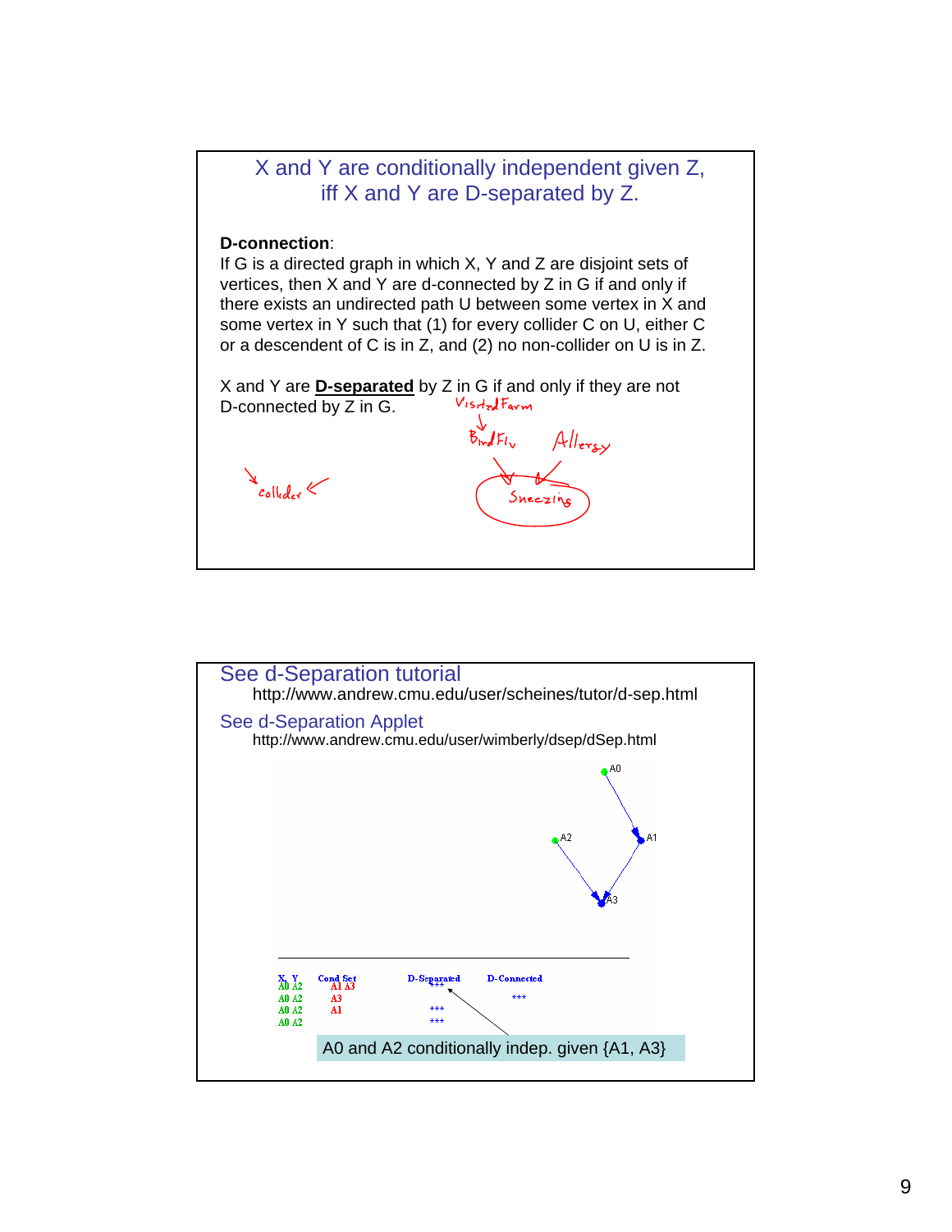## X and Y are conditionally independent given Z, iff X and Y are D-separated by Z.

**D-connection**:
If G is a directed graph in which X, Y and Z are disjoint sets of vertices, then X and Y are d-connected by Z in G if and only if there exists an undirected path U between some vertex in X and some vertex in Y such that (1) for every collider C on U, either C or a descendent of C is in Z, and (2) no non-collider on U is in Z.

X and Y are **D-separated** by Z in G if and only if they are not D-connected by Z in G.

Visited Farm → Bird Flu → Sneezing ← Allergy

collider

## See d-Separation tutorial

http://www.andrew.cmu.edu/user/scheines/tutor/d-sep.html

## See d-Separation Applet

http://www.andrew.cmu.edu/user/wimberly/dsep/dSep.html

A0 → A1 → A3 ← A2

| X, Y | Cond Set | D-Separated | D-Connected |
|---|---|---|---|
| A0 A2 | A1 A3 | *** | |
| A0 A2 | A3 | | *** |
| A0 A2 | A1 | *** | |
| A0 A2 | | *** | |

A0 and A2 conditionally indep. given {A1, A3}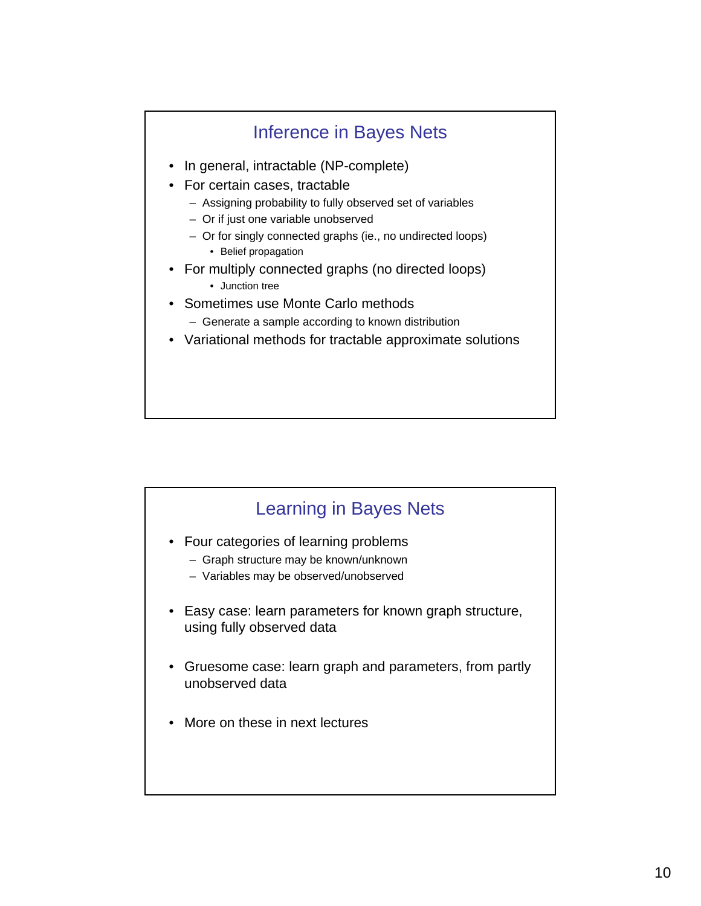## Inference in Bayes Nets

- In general, intractable (NP-complete)
- For certain cases, tractable
  - Assigning probability to fully observed set of variables
  - Or if just one variable unobserved
  - Or for singly connected graphs (ie., no undirected loops)
    - Belief propagation
- For multiply connected graphs (no directed loops)
    - Junction tree
- Sometimes use Monte Carlo methods
  - Generate a sample according to known distribution
- Variational methods for tractable approximate solutions

## Learning in Bayes Nets

- Four categories of learning problems
  - Graph structure may be known/unknown
  - Variables may be observed/unobserved
- Easy case: learn parameters for known graph structure, using fully observed data
- Gruesome case: learn graph and parameters, from partly unobserved data
- More on these in next lectures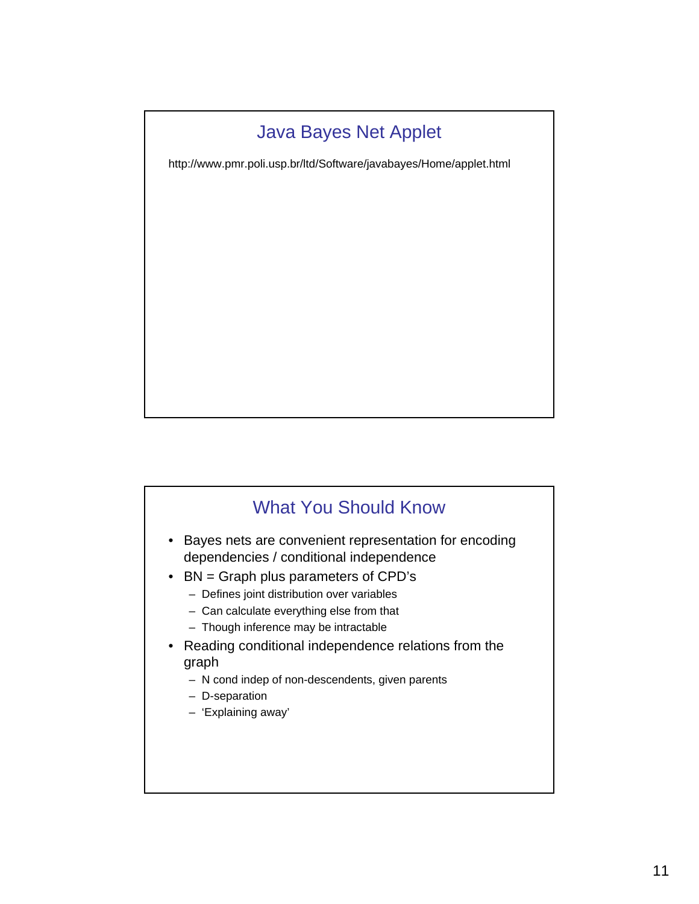## Java Bayes Net Applet

http://www.pmr.poli.usp.br/ltd/Software/javabayes/Home/applet.html

## What You Should Know

- Bayes nets are convenient representation for encoding dependencies / conditional independence
- BN = Graph plus parameters of CPD's
  - Defines joint distribution over variables
  - Can calculate everything else from that
  - Though inference may be intractable
- Reading conditional independence relations from the graph
  - N cond indep of non-descendents, given parents
  - D-separation
  - 'Explaining away'